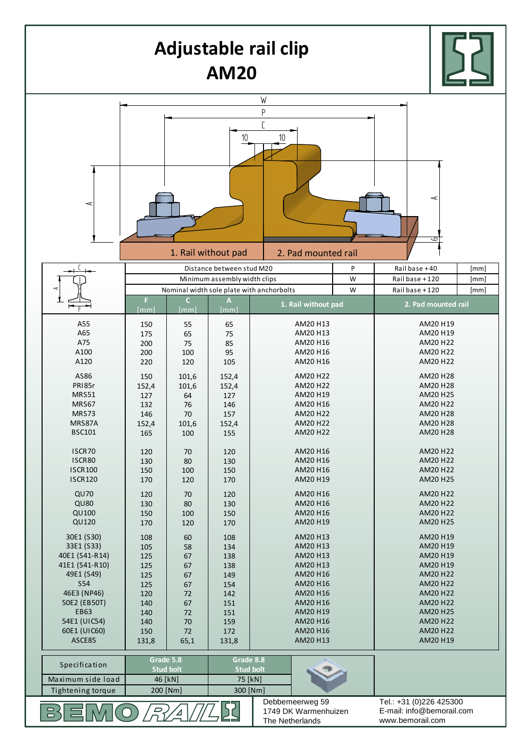# Adjustable rail clip AM20

W

P

C

10 10

A

A

6

1. Rail without pad

2. Pad mounted rail

| | | | | | |
|---|---|---|---|---|---|
| Distance between stud M20 | | | P | Rail base +40 | [mm] |
| Minimum assembly width clips | | | W | Rail base +120 | [mm] |
| Nominal width sole plate with anchorbolts | | | W | Rail base +120 | [mm] |

| Rail | F [mm] | C [mm] | A [mm] | 1. Rail without pad | 2. Pad mounted rail |
|---|---|---|---|---|---|
| A55 | 150 | 55 | 65 | AM20 H13 | AM20 H19 |
| A65 | 175 | 65 | 75 | AM20 H13 | AM20 H19 |
| A75 | 200 | 75 | 85 | AM20 H16 | AM20 H22 |
| A100 | 200 | 100 | 95 | AM20 H16 | AM20 H22 |
| A120 | 220 | 120 | 105 | AM20 H16 | AM20 H22 |
| AS86 | 150 | 101,6 | 152,4 | AM20 H22 | AM20 H28 |
| PRI85r | 152,4 | 101,6 | 152,4 | AM20 H22 | AM20 H28 |
| MRS51 | 127 | 64 | 127 | AM20 H19 | AM20 H25 |
| MRS67 | 132 | 76 | 146 | AM20 H16 | AM20 H22 |
| MRS73 | 146 | 70 | 157 | AM20 H22 | AM20 H28 |
| MRS87A | 152,4 | 101,6 | 152,4 | AM20 H22 | AM20 H28 |
| BSC101 | 165 | 100 | 155 | AM20 H22 | AM20 H28 |
| ISCR70 | 120 | 70 | 120 | AM20 H16 | AM20 H22 |
| ISCR80 | 130 | 80 | 130 | AM20 H16 | AM20 H22 |
| ISCR100 | 150 | 100 | 150 | AM20 H16 | AM20 H22 |
| ISCR120 | 170 | 120 | 170 | AM20 H19 | AM20 H25 |
| QU70 | 120 | 70 | 120 | AM20 H16 | AM20 H22 |
| QU80 | 130 | 80 | 130 | AM20 H16 | AM20 H22 |
| QU100 | 150 | 100 | 150 | AM20 H16 | AM20 H22 |
| QU120 | 170 | 120 | 170 | AM20 H19 | AM20 H25 |
| 30E1 (S30) | 108 | 60 | 108 | AM20 H13 | AM20 H19 |
| 33E1 (S33) | 105 | 58 | 134 | AM20 H13 | AM20 H19 |
| 40E1 (S41-R14) | 125 | 67 | 138 | AM20 H13 | AM20 H19 |
| 41E1 (S41-R10) | 125 | 67 | 138 | AM20 H13 | AM20 H19 |
| 49E1 (S49) | 125 | 67 | 149 | AM20 H16 | AM20 H22 |
| S54 | 125 | 67 | 154 | AM20 H16 | AM20 H22 |
| 46E3 (NP46) | 120 | 72 | 142 | AM20 H16 | AM20 H22 |
| 50E2 (EB50T) | 140 | 67 | 151 | AM20 H16 | AM20 H22 |
| EB63 | 140 | 72 | 151 | AM20 H19 | AM20 H25 |
| 54E1 (UIC54) | 140 | 70 | 159 | AM20 H16 | AM20 H22 |
| 60E1 (UIC60) | 150 | 72 | 172 | AM20 H16 | AM20 H22 |
| ASCE85 | 131,8 | 65,1 | 131,8 | AM20 H13 | AM20 H19 |

| Specification | Grade 5.8 Stud bolt | Grade 8.8 Stud bolt |
|---|---|---|
| Maximum side load | 46 [kN] | 75 [kN] |
| Tightening torque | 200 [Nm] | 300 [Nm] |

BEMO RAIL

Debbemeerweg 59
1749 DK Warmenhuizen
The Netherlands

Tel.: +31 (0)226 425300
E-mail: info@bemorail.com
www.bemorail.com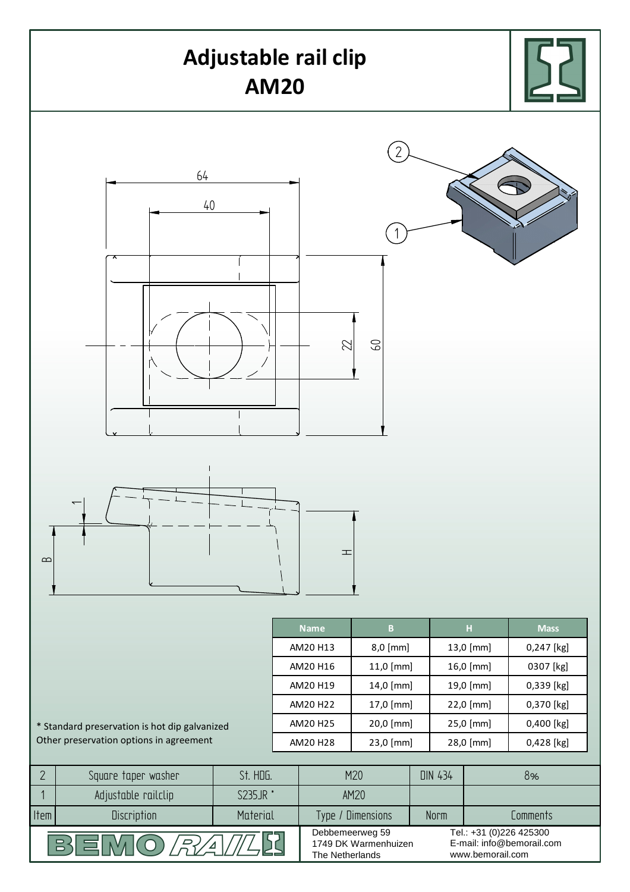# Adjustable rail clip AM20

64

40

22

60

1

B

H

2

1

| Name | B | H | Mass |
|---|---|---|---|
| AM20 H13 | 8,0 [mm] | 13,0 [mm] | 0,247 [kg] |
| AM20 H16 | 11,0 [mm] | 16,0 [mm] | 0307 [kg] |
| AM20 H19 | 14,0 [mm] | 19,0 [mm] | 0,339 [kg] |
| AM20 H22 | 17,0 [mm] | 22,0 [mm] | 0,370 [kg] |
| AM20 H25 | 20,0 [mm] | 25,0 [mm] | 0,400 [kg] |
| AM20 H28 | 23,0 [mm] | 28,0 [mm] | 0,428 [kg] |

* Standard preservation is hot dip galvanized
Other preservation options in agreement

| Item | Discription | Material | Type / Dimensions | Norm | Comments |
|---|---|---|---|---|---|
| 2 | Square taper washer | St. HDG. | M20 | DIN 434 | 8% |
| 1 | Adjustable railclip | S235JR * | AM20 | | |

BEMO RAIL

Debbemeerweg 59
1749 DK Warmenhuizen
The Netherlands

Tel.: +31 (0)226 425300
E-mail: info@bemorail.com
www.bemorail.com